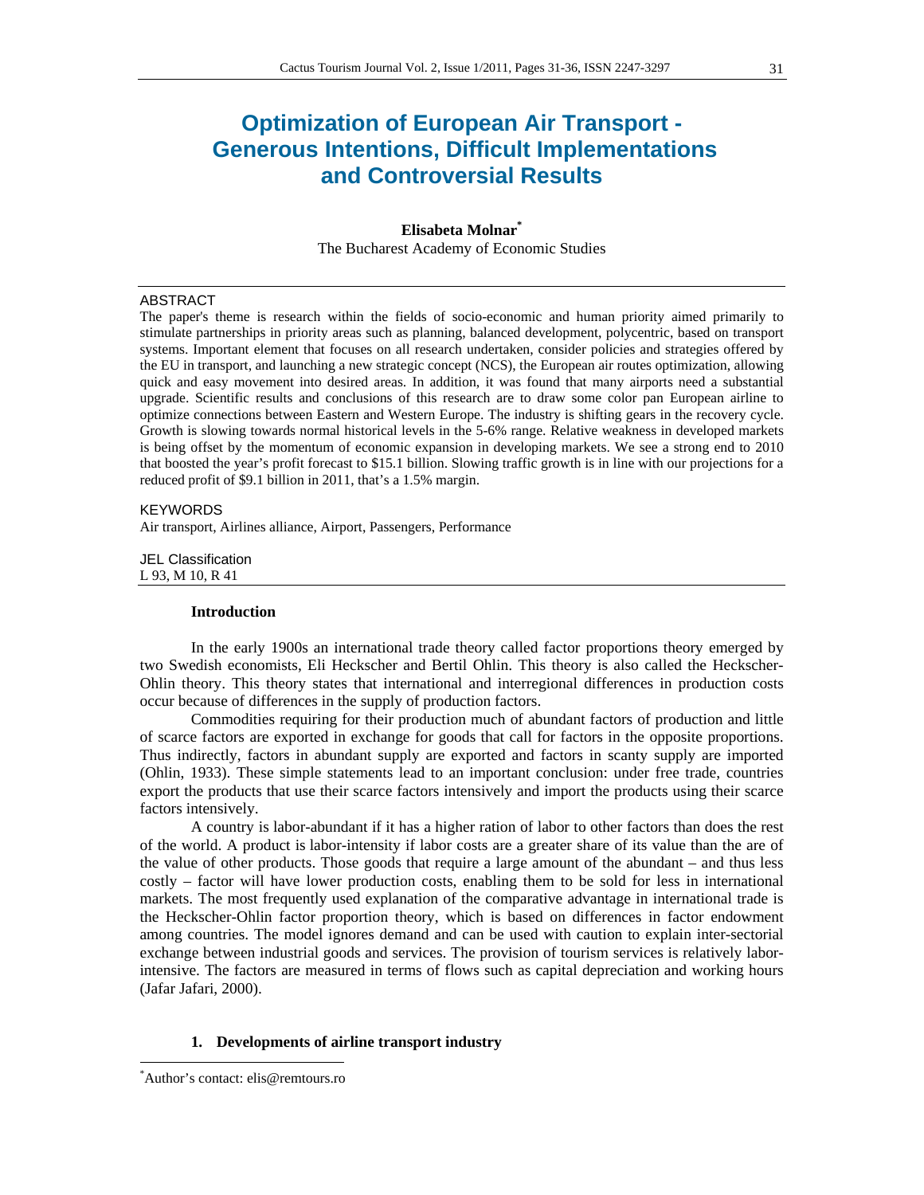# Optimization of European Air Transport - Generous Intentions, Difficult Implementations and Controversial Results

**Elisabeta Molnar**[*]

The Bucharest Academy of Economic Studies

## ABSTRACT

The paper's theme is research within the fields of socio-economic and human priority aimed primarily to stimulate partnerships in priority areas such as planning, balanced development, polycentric, based on transport systems. Important element that focuses on all research undertaken, consider policies and strategies offered by the EU in transport, and launching a new strategic concept (NCS), the European air routes optimization, allowing quick and easy movement into desired areas. In addition, it was found that many airports need a substantial upgrade. Scientific results and conclusions of this research are to draw some color pan European airline to optimize connections between Eastern and Western Europe. The industry is shifting gears in the recovery cycle. Growth is slowing towards normal historical levels in the 5-6% range. Relative weakness in developed markets is being offset by the momentum of economic expansion in developing markets. We see a strong end to 2010 that boosted the year's profit forecast to $15.1 billion. Slowing traffic growth is in line with our projections for a reduced profit of $9.1 billion in 2011, that's a 1.5% margin.

## KEYWORDS

Air transport, Airlines alliance, Airport, Passengers, Performance

## JEL Classification

L 93, M 10, R 41

## Introduction

In the early 1900s an international trade theory called factor proportions theory emerged by two Swedish economists, Eli Heckscher and Bertil Ohlin. This theory is also called the Heckscher-Ohlin theory. This theory states that international and interregional differences in production costs occur because of differences in the supply of production factors.

Commodities requiring for their production much of abundant factors of production and little of scarce factors are exported in exchange for goods that call for factors in the opposite proportions. Thus indirectly, factors in abundant supply are exported and factors in scanty supply are imported (Ohlin, 1933). These simple statements lead to an important conclusion: under free trade, countries export the products that use their scarce factors intensively and import the products using their scarce factors intensively.

A country is labor-abundant if it has a higher ration of labor to other factors than does the rest of the world. A product is labor-intensity if labor costs are a greater share of its value than the are of the value of other products. Those goods that require a large amount of the abundant – and thus less costly – factor will have lower production costs, enabling them to be sold for less in international markets. The most frequently used explanation of the comparative advantage in international trade is the Heckscher-Ohlin factor proportion theory, which is based on differences in factor endowment among countries. The model ignores demand and can be used with caution to explain inter-sectorial exchange between industrial goods and services. The provision of tourism services is relatively labor-intensive. The factors are measured in terms of flows such as capital depreciation and working hours (Jafar Jafari, 2000).

## 1. Developments of airline transport industry

[*] Author's contact: elis@remtours.ro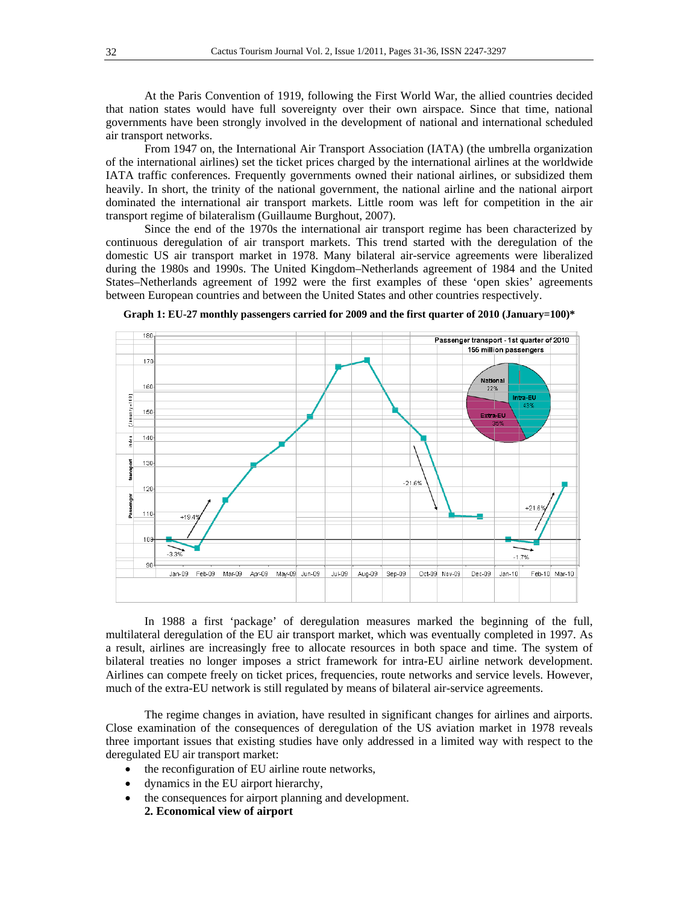At the Paris Convention of 1919, following the First World War, the allied countries decided that nation states would have full sovereignty over their own airspace. Since that time, national governments have been strongly involved in the development of national and international scheduled air transport networks.

From 1947 on, the International Air Transport Association (IATA) (the umbrella organization of the international airlines) set the ticket prices charged by the international airlines at the worldwide IATA traffic conferences. Frequently governments owned their national airlines, or subsidized them heavily. In short, the trinity of the national government, the national airline and the national airport dominated the international air transport markets. Little room was left for competition in the air transport regime of bilateralism (Guillaume Burghout, 2007).

Since the end of the 1970s the international air transport regime has been characterized by continuous deregulation of air transport markets. This trend started with the deregulation of the domestic US air transport market in 1978. Many bilateral air-service agreements were liberalized during the 1980s and 1990s. The United Kingdom–Netherlands agreement of 1984 and the United States–Netherlands agreement of 1992 were the first examples of these 'open skies' agreements between European countries and between the United States and other countries respectively.

**Graph 1: EU-27 monthly passengers carried for 2009 and the first quarter of 2010 (January=100)***

In 1988 a first 'package' of deregulation measures marked the beginning of the full, multilateral deregulation of the EU air transport market, which was eventually completed in 1997. As a result, airlines are increasingly free to allocate resources in both space and time. The system of bilateral treaties no longer imposes a strict framework for intra-EU airline network development. Airlines can compete freely on ticket prices, frequencies, route networks and service levels. However, much of the extra-EU network is still regulated by means of bilateral air-service agreements.

The regime changes in aviation, have resulted in significant changes for airlines and airports. Close examination of the consequences of deregulation of the US aviation market in 1978 reveals three important issues that existing studies have only addressed in a limited way with respect to the deregulated EU air transport market:

- the reconfiguration of EU airline route networks,
- dynamics in the EU airport hierarchy,
- the consequences for airport planning and development.

## 2. Economical view of airport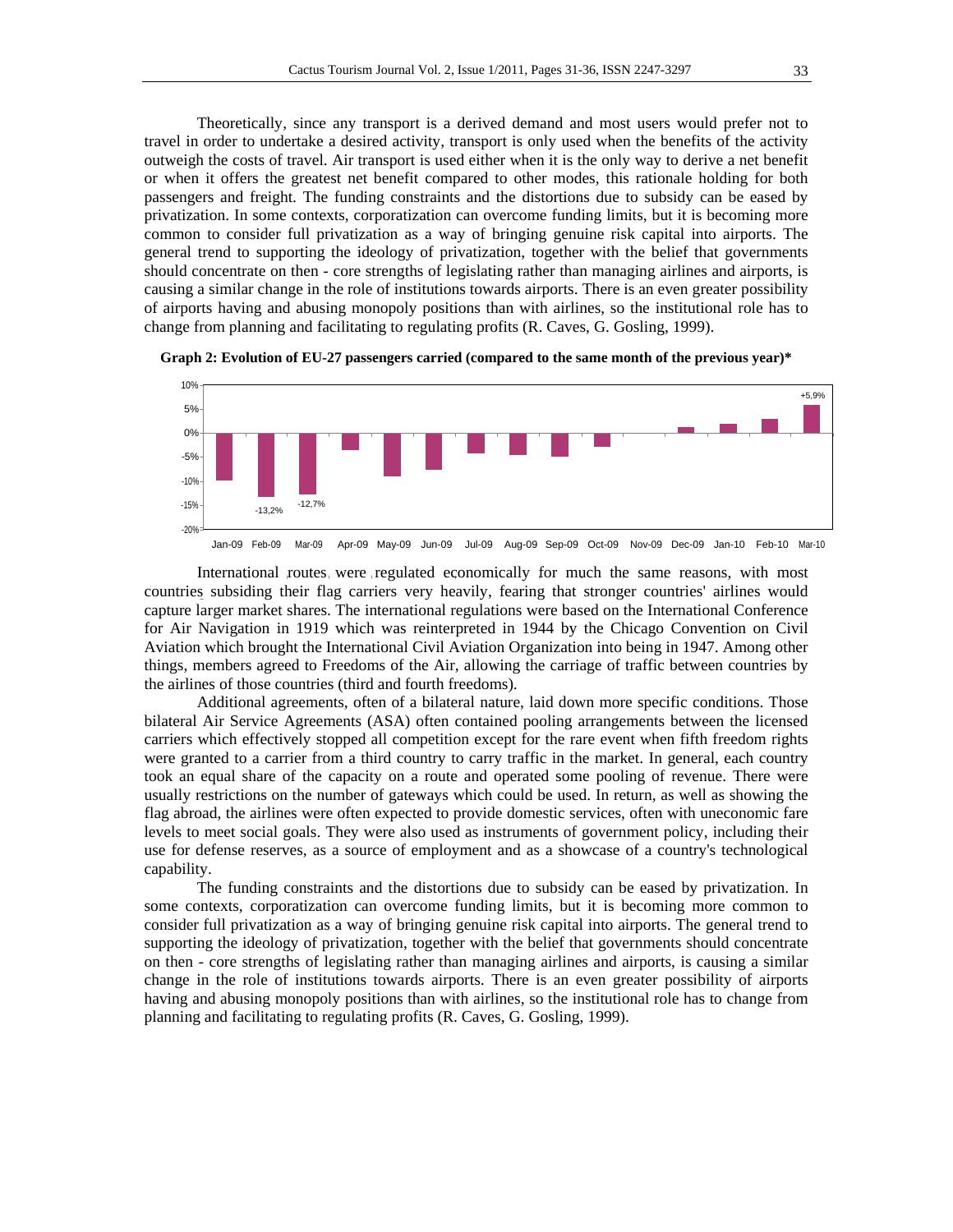Theoretically, since any transport is a derived demand and most users would prefer not to travel in order to undertake a desired activity, transport is only used when the benefits of the activity outweigh the costs of travel. Air transport is used either when it is the only way to derive a net benefit or when it offers the greatest net benefit compared to other modes, this rationale holding for both passengers and freight. The funding constraints and the distortions due to subsidy can be eased by privatization. In some contexts, corporatization can overcome funding limits, but it is becoming more common to consider full privatization as a way of bringing genuine risk capital into airports. The general trend to supporting the ideology of privatization, together with the belief that governments should concentrate on then - core strengths of legislating rather than managing airlines and airports, is causing a similar change in the role of institutions towards airports. There is an even greater possibility of airports having and abusing monopoly positions than with airlines, so the institutional role has to change from planning and facilitating to regulating profits (R. Caves, G. Gosling, 1999).

**Graph 2: Evolution of EU-27 passengers carried (compared to the same month of the previous year)***

International routes were regulated economically for much the same reasons, with most countries subsiding their flag carriers very heavily, fearing that stronger countries' airlines would capture larger market shares. The international regulations were based on the International Conference for Air Navigation in 1919 which was reinterpreted in 1944 by the Chicago Convention on Civil Aviation which brought the International Civil Aviation Organization into being in 1947. Among other things, members agreed to Freedoms of the Air, allowing the carriage of traffic between countries by the airlines of those countries (third and fourth freedoms).

Additional agreements, often of a bilateral nature, laid down more specific conditions. Those bilateral Air Service Agreements (ASA) often contained pooling arrangements between the licensed carriers which effectively stopped all competition except for the rare event when fifth freedom rights were granted to a carrier from a third country to carry traffic in the market. In general, each country took an equal share of the capacity on a route and operated some pooling of revenue. There were usually restrictions on the number of gateways which could be used. In return, as well as showing the flag abroad, the airlines were often expected to provide domestic services, often with uneconomic fare levels to meet social goals. They were also used as instruments of government policy, including their use for defense reserves, as a source of employment and as a showcase of a country's technological capability.

The funding constraints and the distortions due to subsidy can be eased by privatization. In some contexts, corporatization can overcome funding limits, but it is becoming more common to consider full privatization as a way of bringing genuine risk capital into airports. The general trend to supporting the ideology of privatization, together with the belief that governments should concentrate on then - core strengths of legislating rather than managing airlines and airports, is causing a similar change in the role of institutions towards airports. There is an even greater possibility of airports having and abusing monopoly positions than with airlines, so the institutional role has to change from planning and facilitating to regulating profits (R. Caves, G. Gosling, 1999).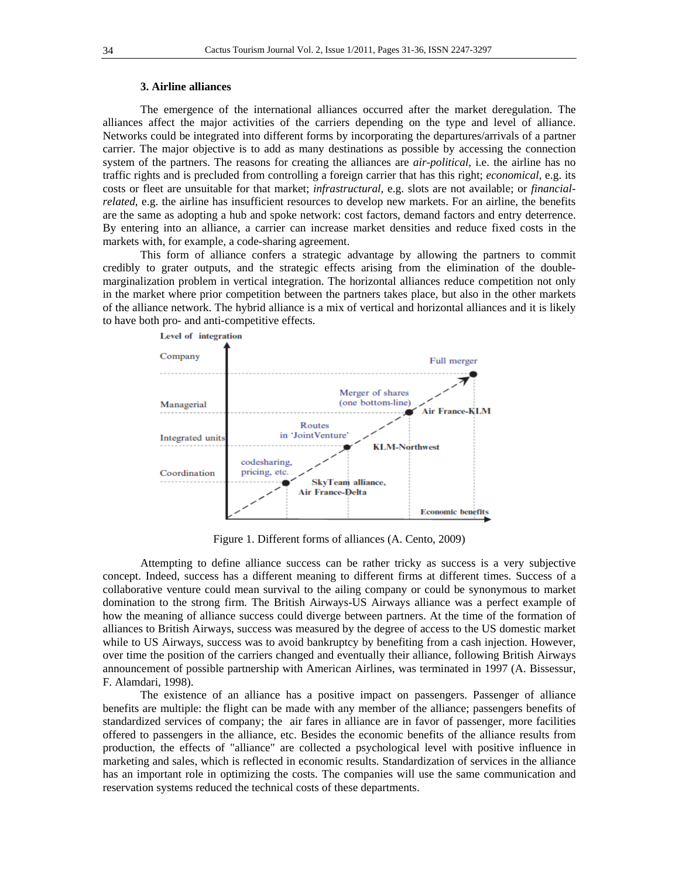### 3. Airline alliances

The emergence of the international alliances occurred after the market deregulation. The alliances affect the major activities of the carriers depending on the type and level of alliance. Networks could be integrated into different forms by incorporating the departures/arrivals of a partner carrier. The major objective is to add as many destinations as possible by accessing the connection system of the partners. The reasons for creating the alliances are *air-political*, i.e. the airline has no traffic rights and is precluded from controlling a foreign carrier that has this right; *economical*, e.g. its costs or fleet are unsuitable for that market; *infrastructural*, e.g. slots are not available; or *financial-related*, e.g. the airline has insufficient resources to develop new markets. For an airline, the benefits are the same as adopting a hub and spoke network: cost factors, demand factors and entry deterrence. By entering into an alliance, a carrier can increase market densities and reduce fixed costs in the markets with, for example, a code-sharing agreement.

This form of alliance confers a strategic advantage by allowing the partners to commit credibly to grater outputs, and the strategic effects arising from the elimination of the double-marginalization problem in vertical integration. The horizontal alliances reduce competition not only in the market where prior competition between the partners takes place, but also in the other markets of the alliance network. The hybrid alliance is a mix of vertical and horizontal alliances and it is likely to have both pro- and anti-competitive effects.

Figure 1. Different forms of alliances (A. Cento, 2009)

Attempting to define alliance success can be rather tricky as success is a very subjective concept. Indeed, success has a different meaning to different firms at different times. Success of a collaborative venture could mean survival to the ailing company or could be synonymous to market domination to the strong firm. The British Airways-US Airways alliance was a perfect example of how the meaning of alliance success could diverge between partners. At the time of the formation of alliances to British Airways, success was measured by the degree of access to the US domestic market while to US Airways, success was to avoid bankruptcy by benefiting from a cash injection. However, over time the position of the carriers changed and eventually their alliance, following British Airways announcement of possible partnership with American Airlines, was terminated in 1997 (A. Bissessur, F. Alamdari, 1998).

The existence of an alliance has a positive impact on passengers. Passenger of alliance benefits are multiple: the flight can be made with any member of the alliance; passengers benefits of standardized services of company; the air fares in alliance are in favor of passenger, more facilities offered to passengers in the alliance, etc. Besides the economic benefits of the alliance results from production, the effects of "alliance" are collected a psychological level with positive influence in marketing and sales, which is reflected in economic results. Standardization of services in the alliance has an important role in optimizing the costs. The companies will use the same communication and reservation systems reduced the technical costs of these departments.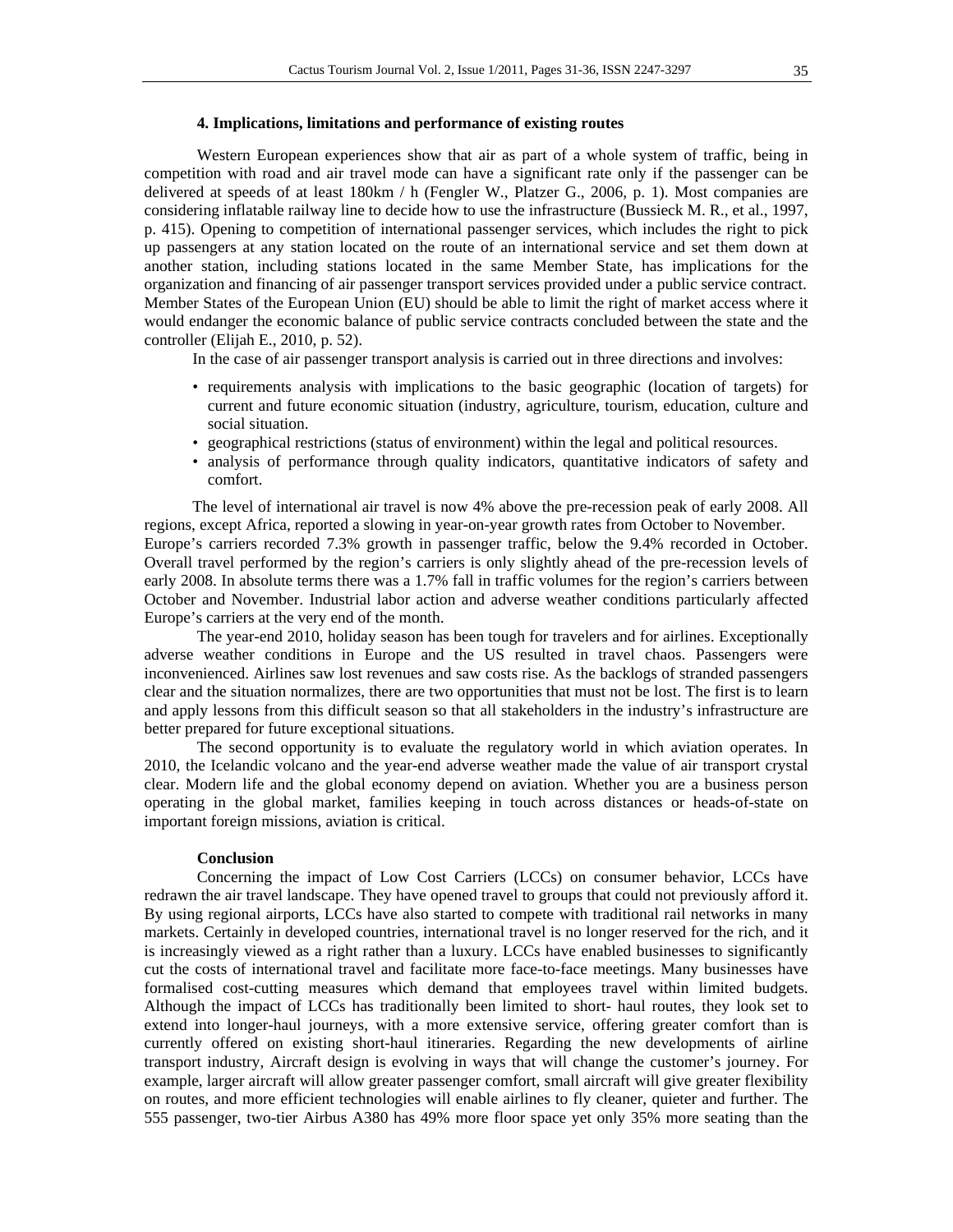### 4. Implications, limitations and performance of existing routes

Western European experiences show that air as part of a whole system of traffic, being in competition with road and air travel mode can have a significant rate only if the passenger can be delivered at speeds of at least 180km / h (Fengler W., Platzer G., 2006, p. 1). Most companies are considering inflatable railway line to decide how to use the infrastructure (Bussieck M. R., et al., 1997, p. 415). Opening to competition of international passenger services, which includes the right to pick up passengers at any station located on the route of an international service and set them down at another station, including stations located in the same Member State, has implications for the organization and financing of air passenger transport services provided under a public service contract. Member States of the European Union (EU) should be able to limit the right of market access where it would endanger the economic balance of public service contracts concluded between the state and the controller (Elijah E., 2010, p. 52).

In the case of air passenger transport analysis is carried out in three directions and involves:

- requirements analysis with implications to the basic geographic (location of targets) for current and future economic situation (industry, agriculture, tourism, education, culture and social situation.
- geographical restrictions (status of environment) within the legal and political resources.
- analysis of performance through quality indicators, quantitative indicators of safety and comfort.

The level of international air travel is now 4% above the pre-recession peak of early 2008. All regions, except Africa, reported a slowing in year-on-year growth rates from October to November. Europe's carriers recorded 7.3% growth in passenger traffic, below the 9.4% recorded in October. Overall travel performed by the region's carriers is only slightly ahead of the pre-recession levels of early 2008. In absolute terms there was a 1.7% fall in traffic volumes for the region's carriers between October and November. Industrial labor action and adverse weather conditions particularly affected Europe's carriers at the very end of the month.

The year-end 2010, holiday season has been tough for travelers and for airlines. Exceptionally adverse weather conditions in Europe and the US resulted in travel chaos. Passengers were inconvenienced. Airlines saw lost revenues and saw costs rise. As the backlogs of stranded passengers clear and the situation normalizes, there are two opportunities that must not be lost. The first is to learn and apply lessons from this difficult season so that all stakeholders in the industry's infrastructure are better prepared for future exceptional situations.

The second opportunity is to evaluate the regulatory world in which aviation operates. In 2010, the Icelandic volcano and the year-end adverse weather made the value of air transport crystal clear. Modern life and the global economy depend on aviation. Whether you are a business person operating in the global market, families keeping in touch across distances or heads-of-state on important foreign missions, aviation is critical.

### Conclusion

Concerning the impact of Low Cost Carriers (LCCs) on consumer behavior, LCCs have redrawn the air travel landscape. They have opened travel to groups that could not previously afford it. By using regional airports, LCCs have also started to compete with traditional rail networks in many markets. Certainly in developed countries, international travel is no longer reserved for the rich, and it is increasingly viewed as a right rather than a luxury. LCCs have enabled businesses to significantly cut the costs of international travel and facilitate more face-to-face meetings. Many businesses have formalised cost-cutting measures which demand that employees travel within limited budgets. Although the impact of LCCs has traditionally been limited to short- haul routes, they look set to extend into longer-haul journeys, with a more extensive service, offering greater comfort than is currently offered on existing short-haul itineraries. Regarding the new developments of airline transport industry, Aircraft design is evolving in ways that will change the customer's journey. For example, larger aircraft will allow greater passenger comfort, small aircraft will give greater flexibility on routes, and more efficient technologies will enable airlines to fly cleaner, quieter and further. The 555 passenger, two-tier Airbus A380 has 49% more floor space yet only 35% more seating than the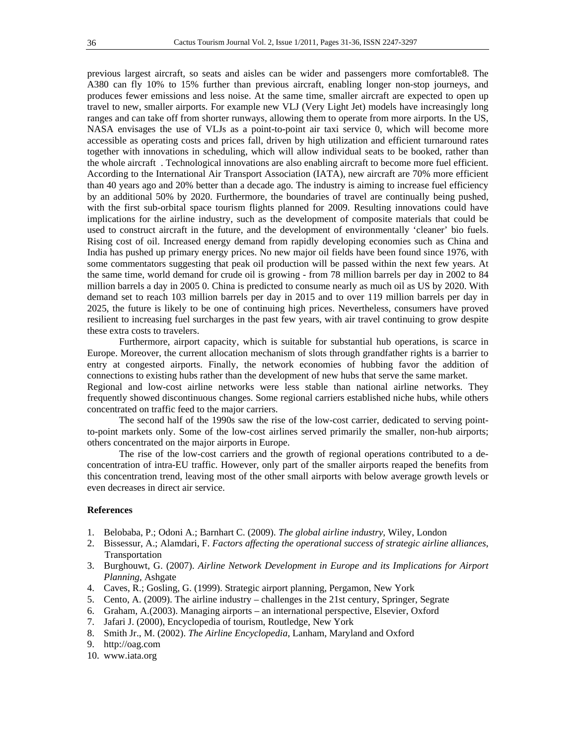previous largest aircraft, so seats and aisles can be wider and passengers more comfortable8. The A380 can fly 10% to 15% further than previous aircraft, enabling longer non-stop journeys, and produces fewer emissions and less noise. At the same time, smaller aircraft are expected to open up travel to new, smaller airports. For example new VLJ (Very Light Jet) models have increasingly long ranges and can take off from shorter runways, allowing them to operate from more airports. In the US, NASA envisages the use of VLJs as a point-to-point air taxi service 0, which will become more accessible as operating costs and prices fall, driven by high utilization and efficient turnaround rates together with innovations in scheduling, which will allow individual seats to be booked, rather than the whole aircraft . Technological innovations are also enabling aircraft to become more fuel efficient. According to the International Air Transport Association (IATA), new aircraft are 70% more efficient than 40 years ago and 20% better than a decade ago. The industry is aiming to increase fuel efficiency by an additional 50% by 2020. Furthermore, the boundaries of travel are continually being pushed, with the first sub-orbital space tourism flights planned for 2009. Resulting innovations could have implications for the airline industry, such as the development of composite materials that could be used to construct aircraft in the future, and the development of environmentally 'cleaner' bio fuels. Rising cost of oil. Increased energy demand from rapidly developing economies such as China and India has pushed up primary energy prices. No new major oil fields have been found since 1976, with some commentators suggesting that peak oil production will be passed within the next few years. At the same time, world demand for crude oil is growing - from 78 million barrels per day in 2002 to 84 million barrels a day in 2005 0. China is predicted to consume nearly as much oil as US by 2020. With demand set to reach 103 million barrels per day in 2015 and to over 119 million barrels per day in 2025, the future is likely to be one of continuing high prices. Nevertheless, consumers have proved resilient to increasing fuel surcharges in the past few years, with air travel continuing to grow despite these extra costs to travelers.

Furthermore, airport capacity, which is suitable for substantial hub operations, is scarce in Europe. Moreover, the current allocation mechanism of slots through grandfather rights is a barrier to entry at congested airports. Finally, the network economies of hubbing favor the addition of connections to existing hubs rather than the development of new hubs that serve the same market.

Regional and low-cost airline networks were less stable than national airline networks. They frequently showed discontinuous changes. Some regional carriers established niche hubs, while others concentrated on traffic feed to the major carriers.

The second half of the 1990s saw the rise of the low-cost carrier, dedicated to serving point-to-point markets only. Some of the low-cost airlines served primarily the smaller, non-hub airports; others concentrated on the major airports in Europe.

The rise of the low-cost carriers and the growth of regional operations contributed to a de-concentration of intra-EU traffic. However, only part of the smaller airports reaped the benefits from this concentration trend, leaving most of the other small airports with below average growth levels or even decreases in direct air service.

**References**

1. Belobaba, P.; Odoni A.; Barnhart C. (2009). *The global airline industry*, Wiley, London
2. Bissessur, A.; Alamdari, F. *Factors affecting the operational success of strategic airline alliances*, Transportation
3. Burghouwt, G. (2007). *Airline Network Development in Europe and its Implications for Airport Planning*, Ashgate
4. Caves, R.; Gosling, G. (1999). Strategic airport planning, Pergamon, New York
5. Cento, A. (2009). The airline industry – challenges in the 21st century, Springer, Segrate
6. Graham, A.(2003). Managing airports – an international perspective, Elsevier, Oxford
7. Jafari J. (2000), Encyclopedia of tourism, Routledge, New York
8. Smith Jr., M. (2002). *The Airline Encyclopedia*, Lanham, Maryland and Oxford
9. http://oag.com
10. www.iata.org